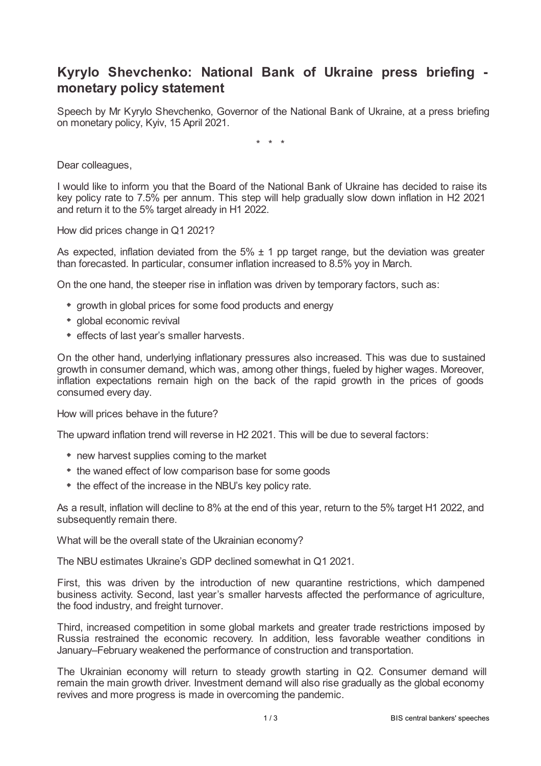# Kyrylo Shevchenko: National Bank of Ukraine press briefing - monetary policy statement

Speech by Mr Kyrylo Shevchenko, Governor of the National Bank of Ukraine, at a press briefing on monetary policy, Kyiv, 15 April 2021.

\* \* \*

Dear colleagues,

I would like to inform you that the Board of the National Bank of Ukraine has decided to raise its key policy rate to 7.5% per annum. This step will help gradually slow down inflation in H2 2021 and return it to the 5% target already in H1 2022.

How did prices change in Q1 2021?

As expected, inflation deviated from the 5% ± 1 pp target range, but the deviation was greater than forecasted. In particular, consumer inflation increased to 8.5% yoy in March.

On the one hand, the steeper rise in inflation was driven by temporary factors, such as:

- growth in global prices for some food products and energy
- global economic revival
- effects of last year's smaller harvests.

On the other hand, underlying inflationary pressures also increased. This was due to sustained growth in consumer demand, which was, among other things, fueled by higher wages. Moreover, inflation expectations remain high on the back of the rapid growth in the prices of goods consumed every day.

How will prices behave in the future?

The upward inflation trend will reverse in H2 2021. This will be due to several factors:

- new harvest supplies coming to the market
- the waned effect of low comparison base for some goods
- the effect of the increase in the NBU's key policy rate.

As a result, inflation will decline to 8% at the end of this year, return to the 5% target H1 2022, and subsequently remain there.

What will be the overall state of the Ukrainian economy?

The NBU estimates Ukraine's GDP declined somewhat in Q1 2021.

First, this was driven by the introduction of new quarantine restrictions, which dampened business activity. Second, last year's smaller harvests affected the performance of agriculture, the food industry, and freight turnover.

Third, increased competition in some global markets and greater trade restrictions imposed by Russia restrained the economic recovery. In addition, less favorable weather conditions in January–February weakened the performance of construction and transportation.

The Ukrainian economy will return to steady growth starting in Q2. Consumer demand will remain the main growth driver. Investment demand will also rise gradually as the global economy revives and more progress is made in overcoming the pandemic.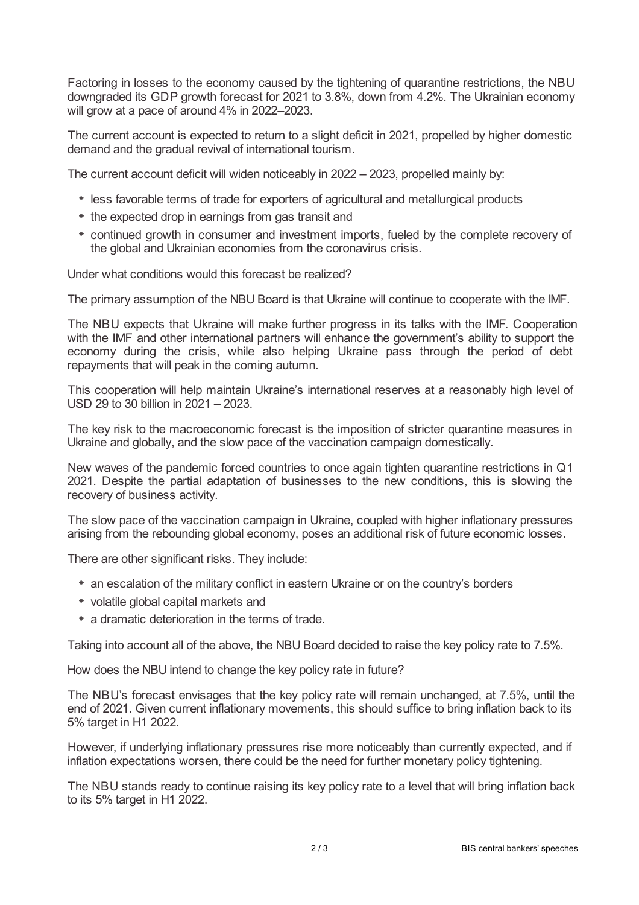Factoring in losses to the economy caused by the tightening of quarantine restrictions, the NBU downgraded its GDP growth forecast for 2021 to 3.8%, down from 4.2%. The Ukrainian economy will grow at a pace of around 4% in 2022–2023.

The current account is expected to return to a slight deficit in 2021, propelled by higher domestic demand and the gradual revival of international tourism.

The current account deficit will widen noticeably in 2022 – 2023, propelled mainly by:

- less favorable terms of trade for exporters of agricultural and metallurgical products
- the expected drop in earnings from gas transit and
- continued growth in consumer and investment imports, fueled by the complete recovery of the global and Ukrainian economies from the coronavirus crisis.

Under what conditions would this forecast be realized?

The primary assumption of the NBU Board is that Ukraine will continue to cooperate with the IMF.

The NBU expects that Ukraine will make further progress in its talks with the IMF. Cooperation with the IMF and other international partners will enhance the government's ability to support the economy during the crisis, while also helping Ukraine pass through the period of debt repayments that will peak in the coming autumn.

This cooperation will help maintain Ukraine's international reserves at a reasonably high level of USD 29 to 30 billion in 2021 – 2023.

The key risk to the macroeconomic forecast is the imposition of stricter quarantine measures in Ukraine and globally, and the slow pace of the vaccination campaign domestically.

New waves of the pandemic forced countries to once again tighten quarantine restrictions in Q1 2021. Despite the partial adaptation of businesses to the new conditions, this is slowing the recovery of business activity.

The slow pace of the vaccination campaign in Ukraine, coupled with higher inflationary pressures arising from the rebounding global economy, poses an additional risk of future economic losses.

There are other significant risks. They include:

- an escalation of the military conflict in eastern Ukraine or on the country's borders
- volatile global capital markets and
- a dramatic deterioration in the terms of trade.

Taking into account all of the above, the NBU Board decided to raise the key policy rate to 7.5%.

How does the NBU intend to change the key policy rate in future?

The NBU's forecast envisages that the key policy rate will remain unchanged, at 7.5%, until the end of 2021. Given current inflationary movements, this should suffice to bring inflation back to its 5% target in H1 2022.

However, if underlying inflationary pressures rise more noticeably than currently expected, and if inflation expectations worsen, there could be the need for further monetary policy tightening.

The NBU stands ready to continue raising its key policy rate to a level that will bring inflation back to its 5% target in H1 2022.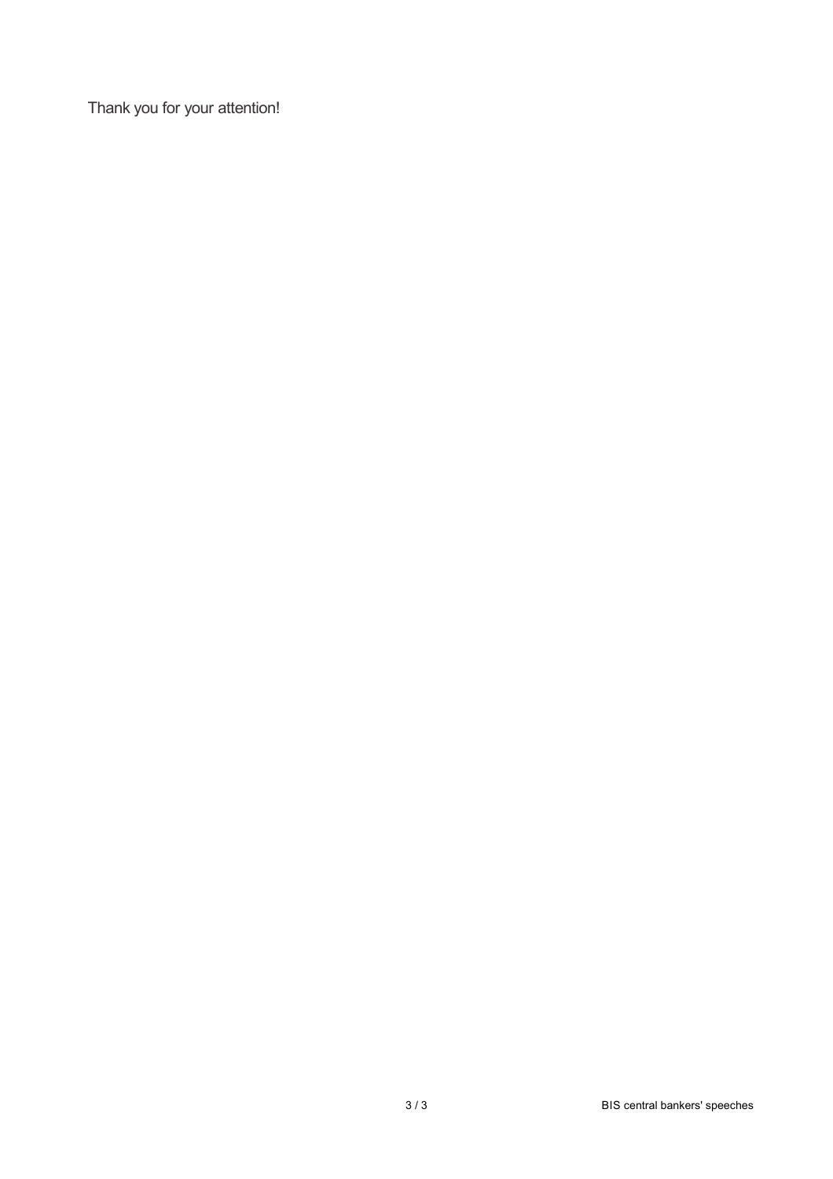Thank you for your attention!